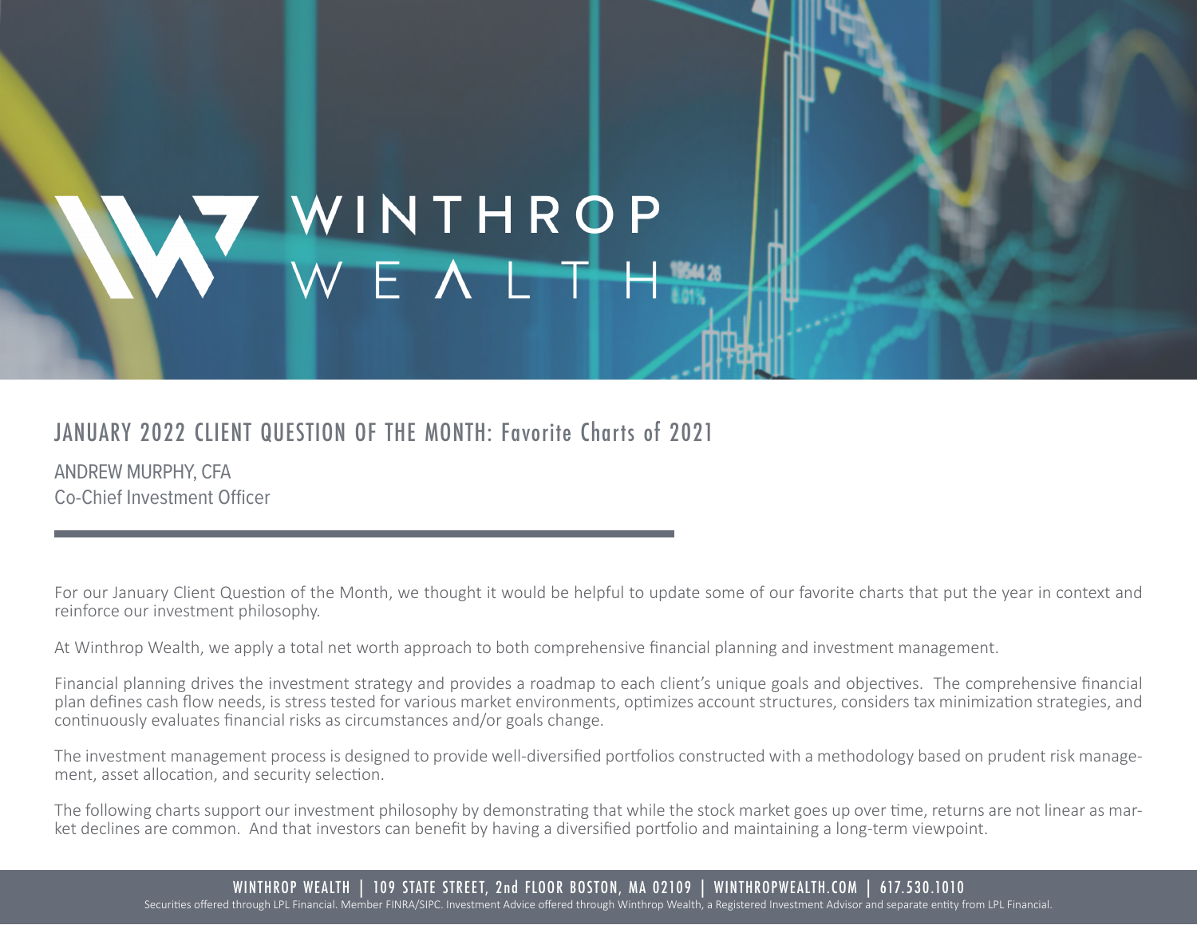# WINTHROP WEALTH

## JANUARY 2022 CLIENT QUESTION OF THE MONTH: Favorite Charts of 2021

ANDREW MURPHY, CFA
Co-Chief Investment Officer

For our January Client Question of the Month, we thought it would be helpful to update some of our favorite charts that put the year in context and reinforce our investment philosophy.

At Winthrop Wealth, we apply a total net worth approach to both comprehensive financial planning and investment management.

Financial planning drives the investment strategy and provides a roadmap to each client's unique goals and objectives. The comprehensive financial plan defines cash flow needs, is stress tested for various market environments, optimizes account structures, considers tax minimization strategies, and continuously evaluates financial risks as circumstances and/or goals change.

The investment management process is designed to provide well-diversified portfolios constructed with a methodology based on prudent risk management, asset allocation, and security selection.

The following charts support our investment philosophy by demonstrating that while the stock market goes up over time, returns are not linear as market declines are common. And that investors can benefit by having a diversified portfolio and maintaining a long-term viewpoint.

WINTHROP WEALTH | 109 STATE STREET, 2nd FLOOR BOSTON, MA 02109 | WINTHROPWEALTH.COM | 617.530.1010

Securities offered through LPL Financial. Member FINRA/SIPC. Investment Advice offered through Winthrop Wealth, a Registered Investment Advisor and separate entity from LPL Financial.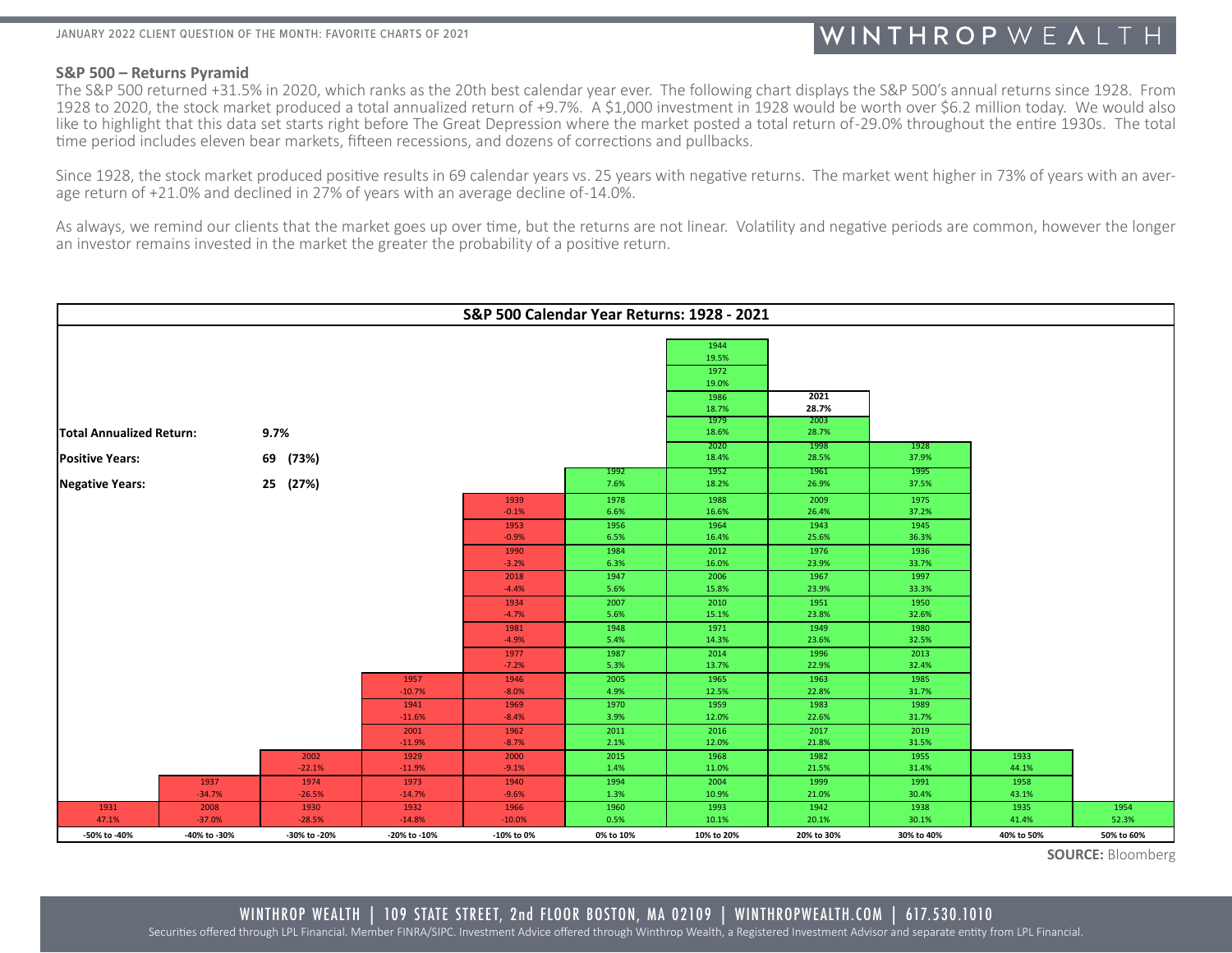## S&P 500 – Returns Pyramid

The S&P 500 returned +31.5% in 2020, which ranks as the 20th best calendar year ever. The following chart displays the S&P 500's annual returns since 1928. From 1928 to 2020, the stock market produced a total annualized return of +9.7%. A $1,000 investment in 1928 would be worth over $6.2 million today. We would also like to highlight that this data set starts right before The Great Depression where the market posted a total return of -29.0% throughout the entire 1930s. The total time period includes eleven bear markets, fifteen recessions, and dozens of corrections and pullbacks.

Since 1928, the stock market produced positive results in 69 calendar years vs. 25 years with negative returns. The market went higher in 73% of years with an average return of +21.0% and declined in 27% of years with an average decline of -14.0%.

As always, we remind our clients that the market goes up over time, but the returns are not linear. Volatility and negative periods are common, however the longer an investor remains invested in the market the greater the probability of a positive return.

**S&P 500 Calendar Year Returns: 1928 - 2021**

**Total Annualized Return:** 9.7%

**Positive Years:** 69 (73%)

**Negative Years:** 25 (27%)

| -50% to -40% | -40% to -30% | -30% to -20% | -20% to -10% | -10% to 0% | 0% to 10% | 10% to 20% | 20% to 30% | 30% to 40% | 40% to 50% | 50% to 60% |
|---|---|---|---|---|---|---|---|---|---|---|
| 1931 47.1% | 2008 -37.0% | 1930 -28.5% | 1932 -14.8% | 1966 -10.0% | 1960 0.5% | 1993 10.1% | 1942 20.1% | 1938 30.1% | 1935 41.4% | 1954 52.3% |
| | 1937 -34.7% | 1974 -26.5% | 1973 -14.7% | 1940 -9.6% | 1994 1.3% | 2004 10.9% | 1999 21.0% | 1991 30.4% | 1958 43.1% | |
| | | 2002 -22.1% | 1929 -11.9% | 2000 -9.1% | 2015 1.4% | 1968 11.0% | 1982 21.5% | 1955 31.4% | 1933 44.1% | |
| | | | 2001 -11.9% | 1962 -8.7% | 2011 2.1% | 2016 12.0% | 2017 21.8% | 2019 31.5% | | |
| | | | 1941 -11.6% | 1969 -8.4% | 1970 3.9% | 1959 12.0% | 1983 22.6% | 1989 31.7% | | |
| | | | 1957 -10.7% | 1946 -8.0% | 2005 4.9% | 1965 12.5% | 1963 22.8% | 1985 31.7% | | |
| | | | | 1977 -7.2% | 1987 5.3% | 2014 13.7% | 1996 22.9% | 2013 32.4% | | |
| | | | | 1981 -4.9% | 1948 5.4% | 1971 14.3% | 1949 23.6% | 1980 32.5% | | |
| | | | | 1934 -4.7% | 2007 5.6% | 2010 15.1% | 1951 23.8% | 1950 32.6% | | |
| | | | | 2018 -4.4% | 1947 5.6% | 2006 15.8% | 1967 23.9% | 1997 33.3% | | |
| | | | | 1990 -3.2% | 1984 6.3% | 2012 16.0% | 1976 23.9% | 1936 33.7% | | |
| | | | | 1953 -0.9% | 1956 6.5% | 1964 16.4% | 1943 25.6% | 1945 36.3% | | |
| | | | | 1939 -0.1% | 1978 6.6% | 1988 16.6% | 2009 26.4% | 1975 37.2% | | |
| | | | | | 1992 7.6% | 1952 18.2% | 1961 26.9% | 1995 37.5% | | |
| | | | | | | 2020 18.4% | 1998 28.5% | 1928 37.9% | | |
| | | | | | | 1979 18.6% | 2003 28.7% | | | |
| | | | | | | 1986 18.7% | **2021 28.7%** | | | |
| | | | | | | 1972 19.0% | | | | |
| | | | | | | 1944 19.5% | | | | |

**SOURCE:** Bloomberg

WINTHROP WEALTH | 109 STATE STREET, 2nd FLOOR BOSTON, MA 02109 | WINTHROPWEALTH.COM | 617.530.1010

Securities offered through LPL Financial. Member FINRA/SIPC. Investment Advice offered through Winthrop Wealth, a Registered Investment Advisor and separate entity from LPL Financial.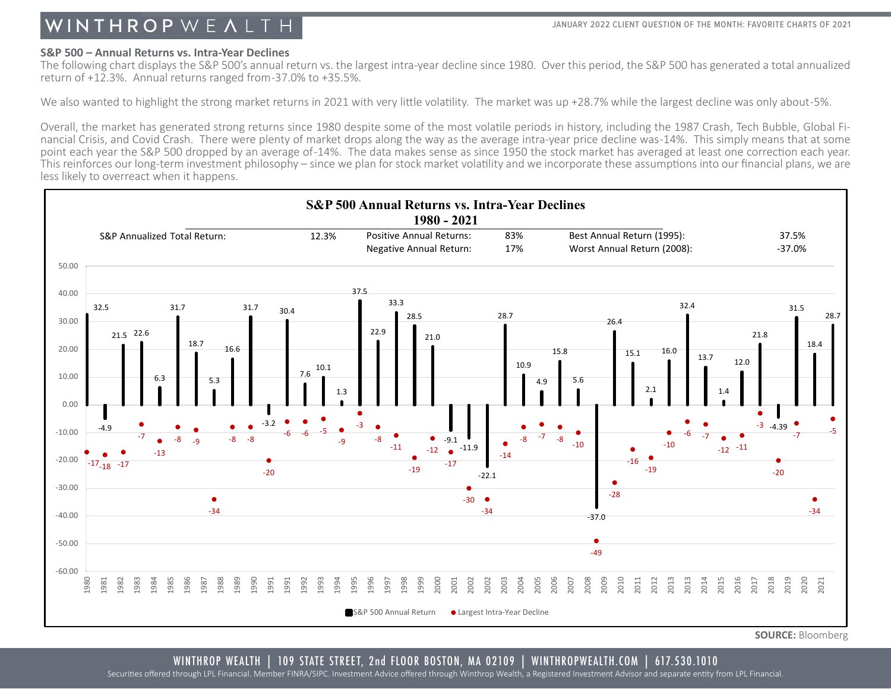## S&P 500 – Annual Returns vs. Intra-Year Declines

The following chart displays the S&P 500's annual return vs. the largest intra-year decline since 1980. Over this period, the S&P 500 has generated a total annualized return of +12.3%. Annual returns ranged from -37.0% to +35.5%.

We also wanted to highlight the strong market returns in 2021 with very little volatility. The market was up +28.7% while the largest decline was only about -5%.

Overall, the market has generated strong returns since 1980 despite some of the most volatile periods in history, including the 1987 Crash, Tech Bubble, Global Financial Crisis, and Covid Crash. There were plenty of market drops along the way as the average intra-year price decline was -14%. This simply means that at some point each year the S&P 500 dropped by an average of -14%. The data makes sense as since 1950 the stock market has averaged at least one correction each year. This reinforces our long-term investment philosophy – since we plan for stock market volatility and we incorporate these assumptions into our financial plans, we are less likely to overreact when it happens.

### S&P 500 Annual Returns vs. Intra-Year Declines 1980 - 2021

| | | | | | |
|---|---|---|---|---|---|
| S&P Annualized Total Return: | 12.3% | Positive Annual Returns: | 83% | Best Annual Return (1995): | 37.5% |
| | | Negative Annual Return: | 17% | Worst Annual Return (2008): | -37.0% |

| Year | S&P 500 Annual Return | Largest Intra-Year Decline |
|---|---|---|
| 1980 | 32.5 | -17 |
| 1981 | -4.9 | -18 |
| 1982 | 21.5 | -17 |
| 1983 | 22.6 | -7 |
| 1984 | 6.3 | -13 |
| 1985 | 31.7 | -8 |
| 1986 | 18.7 | -9 |
| 1987 | 5.3 | -34 |
| 1988 | 16.6 | -8 |
| 1989 | 31.7 | -8 |
| 1990 | -3.2 | -20 |
| 1991 | 30.4 | -6 |
| 1992 | 7.6 | -6 |
| 1993 | 10.1 | -5 |
| 1994 | 1.3 | -9 |
| 1995 | 37.5 | -3 |
| 1996 | 22.9 | -8 |
| 1997 | 33.3 | -11 |
| 1998 | 28.5 | -19 |
| 1999 | 21.0 | -12 |
| 2000 | -9.1 | -17 |
| 2001 | -11.9 | -30 |
| 2002 | -22.1 | -34 |
| 2003 | 28.7 | -14 |
| 2004 | 10.9 | -8 |
| 2005 | 4.9 | -7 |
| 2006 | 15.8 | -8 |
| 2007 | 5.6 | -10 |
| 2008 | -37.0 | -49 |
| 2009 | 26.4 | -28 |
| 2010 | 15.1 | -16 |
| 2011 | 2.1 | -19 |
| 2012 | 16.0 | -10 |
| 2013 | 32.4 | -6 |
| 2014 | 13.7 | -7 |
| 2015 | 1.4 | -12 |
| 2016 | 12.0 | -11 |
| 2017 | 21.8 | -3 |
| 2018 | -4.39 | -20 |
| 2019 | 31.5 | -7 |
| 2020 | 18.4 | -34 |
| 2021 | 28.7 | -5 |

SOURCE: Bloomberg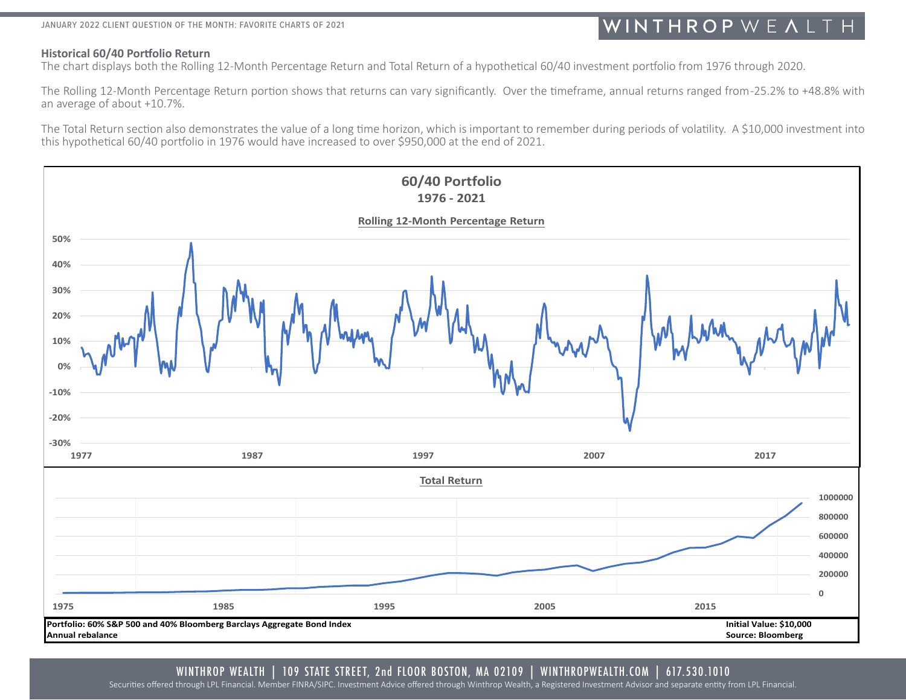**Historical 60/40 Portfolio Return**

The chart displays both the Rolling 12-Month Percentage Return and Total Return of a hypothetical 60/40 investment portfolio from 1976 through 2020.

The Rolling 12-Month Percentage Return portion shows that returns can vary significantly. Over the timeframe, annual returns ranged from -25.2% to +48.8% with an average of about +10.7%.

The Total Return section also demonstrates the value of a long time horizon, which is important to remember during periods of volatility. A $10,000 investment into this hypothetical 60/40 portfolio in 1976 would have increased to over $950,000 at the end of 2021.

**60/40 Portfolio**
**1976 - 2021**

**Rolling 12-Month Percentage Return**

**Total Return**

**Portfolio: 60% S&P 500 and 40% Bloomberg Barclays Aggregate Bond Index**
**Annual rebalance**

**Initial Value: $10,000**
**Source: Bloomberg**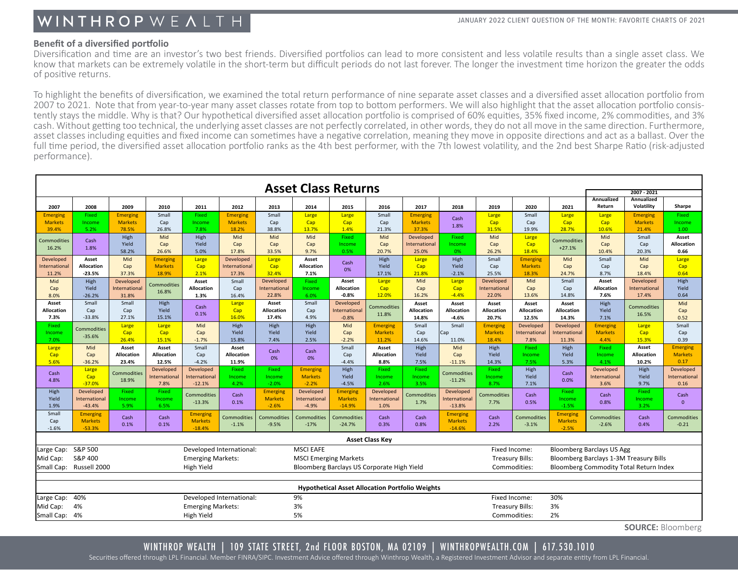## Benefit of a diversified portfolio

Diversification and time are an investor's two best friends. Diversified portfolios can lead to more consistent and less volatile results than a single asset class. We know that markets can be extremely volatile in the short-term but difficult periods do not last forever. The longer the investment time horizon the greater the odds of positive returns.

To highlight the benefits of diversification, we examined the total return performance of nine separate asset classes and a diversified asset allocation portfolio from 2007 to 2021. Note that from year-to-year many asset classes rotate from top to bottom performers. We will also highlight that the asset allocation portfolio consistently stays the middle. Why is that? Our hypothetical diversified asset allocation portfolio is comprised of 60% equities, 35% fixed income, 2% commodities, and 3% cash. Without getting too technical, the underlying asset classes are not perfectly correlated, in other words, they do not all move in the same direction. Furthermore, asset classes including equities and fixed income can sometimes have a negative correlation, meaning they move in opposite directions and act as a ballast. Over the full time period, the diversified asset allocation portfolio ranks as the 4th best performer, with the 7th lowest volatility, and the 2nd best Sharpe Ratio (risk-adjusted performance).

### Asset Class Returns

| 2007 | 2008 | 2009 | 2010 | 2011 | 2012 | 2013 | 2014 | 2015 | 2016 | 2017 | 2018 | 2019 | 2020 | 2021 | 2007 - 2021 Annualized Return | 2007 - 2021 Annualized Volatility | 2007 - 2021 Sharpe |
|---|---|---|---|---|---|---|---|---|---|---|---|---|---|---|---|---|---|
| Emerging Markets 39.4% | Fixed Income 5.2% | Emerging Markets 78.5% | Small Cap 26.8% | Fixed Income 7.8% | Emerging Markets 18.2% | Small Cap 38.8% | Large Cap 13.7% | Large Cap 1.4% | Small Cap 21.3% | Emerging Markets 37.3% | Cash 1.8% | Large Cap 31.5% | Small Cap 19.9% | Large Cap 28.7% | Large Cap 10.6% | Emerging Markets 21.4% | Fixed Income 1.00 |
| Commodities 16.2% | Cash 1.8% | High Yield 58.2% | Mid Cap 26.6% | High Yield 5.0% | Mid Cap 17.8% | Mid Cap 33.5% | Mid Cap 9.7% | Fixed Income 0.5% | Mid Cap 20.7% | Developed International 25.0% | Fixed Income 0% | Mid Cap 26.2% | Large Cap 18.4% | Commodities +27.1% | Mid Cap 10.4% | Small Cap 20.3% | **Asset Allocation 0.66** |
| Developed International 11.2% | **Asset Allocation -23.5%** | Mid Cap 37.3% | Emerging Markets 18.9% | Large Cap 2.1% | Developed International 17.3% | Large Cap 32.4% | **Asset Allocation 7.1%** | Cash 0% | High Yield 17.1% | Large Cap 21.8% | High Yield -2.1% | Small Cap 25.5% | Emerging Markets 18.3% | Mid Cap 24.7% | Small Cap 8.7% | Mid Cap 18.4% | Large Cap 0.64 |
| Mid Cap 8.0% | High Yield -26.2% | Developed International 31.8% | Commodities 16.8% | **Asset Allocation 1.3%** | Small Cap 16.4% | Developed International 22.8% | Fixed Income 6.0% | **Asset Allocation -0.8%** | Large Cap 12.0% | Mid Cap 16.2% | Large Cap -4.4% | Developed International 22.0% | Mid Cap 13.6% | Small Cap 14.8% | **Asset Allocation 7.6%** | Developed International 17.4% | High Yield 0.64 |
| **Asset Allocation 7.3%** | Small Cap -33.8% | Small Cap 27.1% | High Yield 15.1% | Cash 0.1% | Large Cap 16.0% | **Asset Allocation 17.4%** | Small Cap 4.9% | Developed International -0.8% | Commodities 11.8% | **Asset Allocation 14.8%** | **Asset Allocation -4.6%** | **Asset Allocation 20.7%** | **Asset Allocation 12.5%** | **Asset Allocation 14.3%** | High Yield 7.1% | Commodities 16.5% | Mid Cap 0.52 |
| Fixed Income 7.0% | Commodities -35.6% | Large Cap 26.4% | Large Cap 15.1% | Mid Cap -1.7% | High Yield 15.8% | High Yield 7.4% | High Yield 2.5% | Mid Cap -2.2% | Emerging Markets 11.2% | Small Cap 14.6% | Small Cap 11.0% | Emerging Markets 18.4% | Developed International 7.8% | Developed International 11.3% | Emerging Markets 4.4% | Large Cap 15.3% | Small Cap 0.39 |
| Large Cap 5.6% | Mid Cap -36.2% | **Asset Allocation 23.4%** | **Asset Allocation 12.5%** | Small Cap -4.2% | **Asset Allocation 11.9%** | Cash 0% | Cash 0% | Small Cap -4.4% | **Asset Allocation 8.8%** | High Yield 7.5% | Mid Cap -11.1% | High Yield 14.3% | Fixed Income 7.5% | High Yield 5.3% | Fixed Income 4.1% | **Asset Allocation 10.2%** | Emerging Markets 0.17 |
| Cash 4.8% | Large Cap -37.0% | Commodities 18.9% | Developed International 7.8% | Developed International -12.1% | Fixed Income 4.2% | Fixed Income -2.0% | Emerging Markets -2.2% | High Yield -4.5% | Fixed Income 2.6% | Fixed Income 3.5% | Commodities -11.2% | Fixed Income 8.7% | High Yield 7.1% | Cash 0.0% | Developed International 3.6% | High Yield 9.7% | Developed International 0.16 |
| High Yield 1.9% | Developed International -43.4% | Fixed Income 5.9% | Fixed Income 6.5% | Commodities -13.3% | Cash 0.1% | Emerging Markets -2.6% | Developed International -4.9% | Emerging Markets -14.9% | Developed International 1.0% | Commodities 1.7% | Developed International -13.8% | Commodities 7.7% | Cash 0.5% | Fixed Income -1.5% | Cash 0.8% | Fixed Income 3.2% | Cash 0 |
| Small Cap -1.6% | Emerging Markets -53.3% | Cash 0.1% | Cash 0.1% | Emerging Markets -18.4% | Commodities -1.1% | Commodities -9.5% | Commodities -17% | Commodities -24.7% | Cash 0.3% | Cash 0.8% | Emerging Markets -14.6% | Cash 2.2% | Commodities -3.1% | Emerging Markets -2.5% | Commodities -2.6% | Cash 0.4% | Commodities -0.21 |

**Asset Class Key**

| | | | |
|---|---|---|---|
| Large Cap: S&P 500 | Developed International: MSCI EAFE | | Fixed Income: Bloomberg Barclays US Agg |
| Mid Cap: S&P 400 | Emerging Markets: MSCI Emerging Markets | | Treasury Bills: Bloomberg Barclays 1-3M Treasury Bills |
| Small Cap: Russell 2000 | High Yield: Bloomberg Barclays US Corporate High Yield | | Commodities: Bloomberg Commodity Total Return Index |

**Hypothetical Asset Allocation Portfolio Weights**

| | | |
|---|---|---|
| Large Cap: 40% | Developed International: 9% | Fixed Income: 30% |
| Mid Cap: 4% | Emerging Markets: 3% | Treasury Bills: 3% |
| Small Cap: 4% | High Yield: 5% | Commodities: 2% |

**SOURCE:** Bloomberg

WINTHROP WEALTH | 109 STATE STREET, 2nd FLOOR BOSTON, MA 02109 | WINTHROPWEALTH.COM | 617.530.1010

Securities offered through LPL Financial. Member FINRA/SIPC. Investment Advice offered through Winthrop Wealth, a Registered Investment Advisor and separate entity from LPL Financial.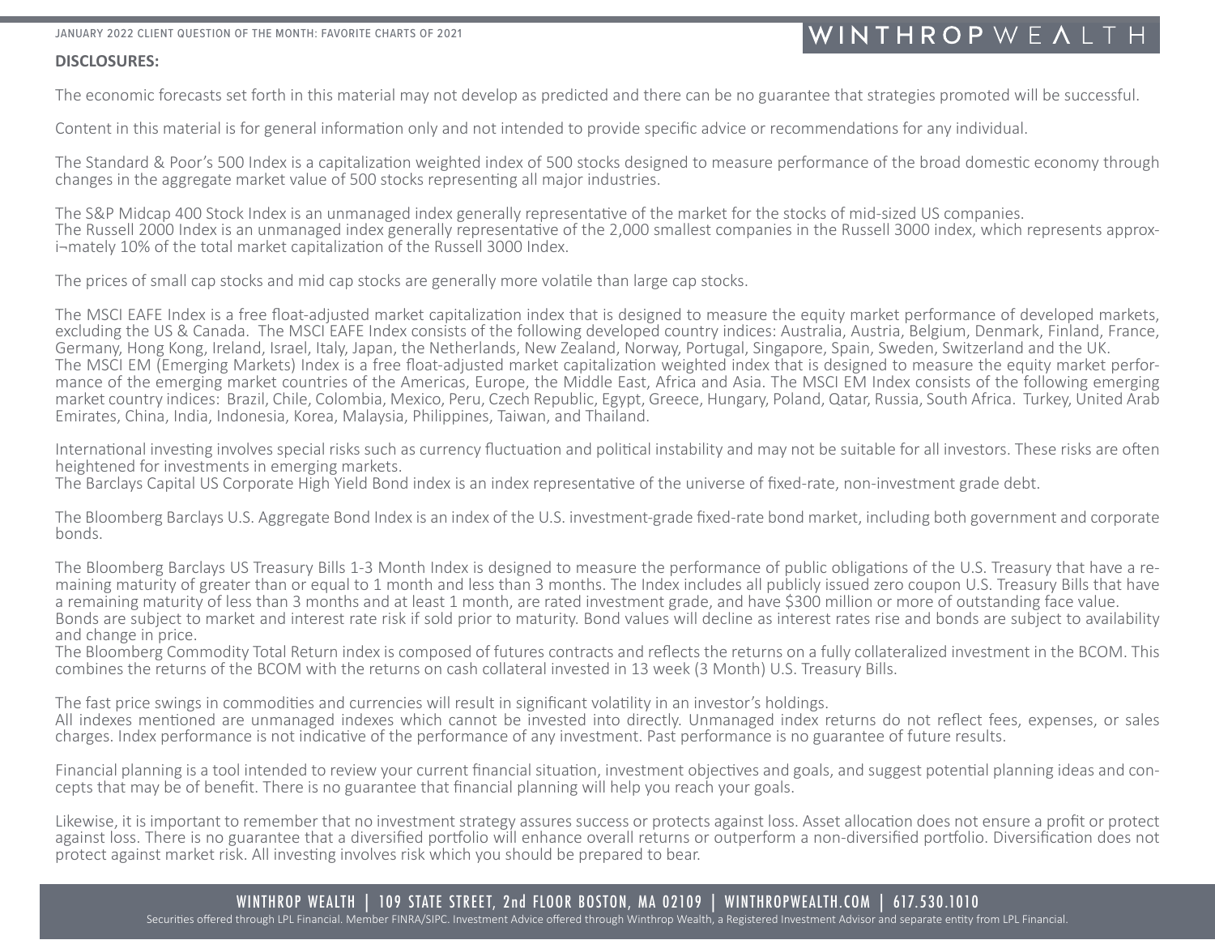**DISCLOSURES:**

The economic forecasts set forth in this material may not develop as predicted and there can be no guarantee that strategies promoted will be successful.

Content in this material is for general information only and not intended to provide specific advice or recommendations for any individual.

The Standard & Poor's 500 Index is a capitalization weighted index of 500 stocks designed to measure performance of the broad domestic economy through changes in the aggregate market value of 500 stocks representing all major industries.

The S&P Midcap 400 Stock Index is an unmanaged index generally representative of the market for the stocks of mid-sized US companies.
The Russell 2000 Index is an unmanaged index generally representative of the 2,000 smallest companies in the Russell 3000 index, which represents approxi¬mately 10% of the total market capitalization of the Russell 3000 Index.

The prices of small cap stocks and mid cap stocks are generally more volatile than large cap stocks.

The MSCI EAFE Index is a free float-adjusted market capitalization index that is designed to measure the equity market performance of developed markets, excluding the US & Canada. The MSCI EAFE Index consists of the following developed country indices: Australia, Austria, Belgium, Denmark, Finland, France, Germany, Hong Kong, Ireland, Israel, Italy, Japan, the Netherlands, New Zealand, Norway, Portugal, Singapore, Spain, Sweden, Switzerland and the UK.
The MSCI EM (Emerging Markets) Index is a free float-adjusted market capitalization weighted index that is designed to measure the equity market performance of the emerging market countries of the Americas, Europe, the Middle East, Africa and Asia. The MSCI EM Index consists of the following emerging market country indices: Brazil, Chile, Colombia, Mexico, Peru, Czech Republic, Egypt, Greece, Hungary, Poland, Qatar, Russia, South Africa. Turkey, United Arab Emirates, China, India, Indonesia, Korea, Malaysia, Philippines, Taiwan, and Thailand.

International investing involves special risks such as currency fluctuation and political instability and may not be suitable for all investors. These risks are often heightened for investments in emerging markets.
The Barclays Capital US Corporate High Yield Bond index is an index representative of the universe of fixed-rate, non-investment grade debt.

The Bloomberg Barclays U.S. Aggregate Bond Index is an index of the U.S. investment-grade fixed-rate bond market, including both government and corporate bonds.

The Bloomberg Barclays US Treasury Bills 1-3 Month Index is designed to measure the performance of public obligations of the U.S. Treasury that have a remaining maturity of greater than or equal to 1 month and less than 3 months. The Index includes all publicly issued zero coupon U.S. Treasury Bills that have a remaining maturity of less than 3 months and at least 1 month, are rated investment grade, and have $300 million or more of outstanding face value.
Bonds are subject to market and interest rate risk if sold prior to maturity. Bond values will decline as interest rates rise and bonds are subject to availability and change in price.
The Bloomberg Commodity Total Return index is composed of futures contracts and reflects the returns on a fully collateralized investment in the BCOM. This combines the returns of the BCOM with the returns on cash collateral invested in 13 week (3 Month) U.S. Treasury Bills.

The fast price swings in commodities and currencies will result in significant volatility in an investor's holdings.
All indexes mentioned are unmanaged indexes which cannot be invested into directly. Unmanaged index returns do not reflect fees, expenses, or sales charges. Index performance is not indicative of the performance of any investment. Past performance is no guarantee of future results.

Financial planning is a tool intended to review your current financial situation, investment objectives and goals, and suggest potential planning ideas and concepts that may be of benefit. There is no guarantee that financial planning will help you reach your goals.

Likewise, it is important to remember that no investment strategy assures success or protects against loss. Asset allocation does not ensure a profit or protect against loss. There is no guarantee that a diversified portfolio will enhance overall returns or outperform a non-diversified portfolio. Diversification does not protect against market risk. All investing involves risk which you should be prepared to bear.

WINTHROP WEALTH | 109 STATE STREET, 2nd FLOOR BOSTON, MA 02109 | WINTHROPWEALTH.COM | 617.530.1010
Securities offered through LPL Financial. Member FINRA/SIPC. Investment Advice offered through Winthrop Wealth, a Registered Investment Advisor and separate entity from LPL Financial.